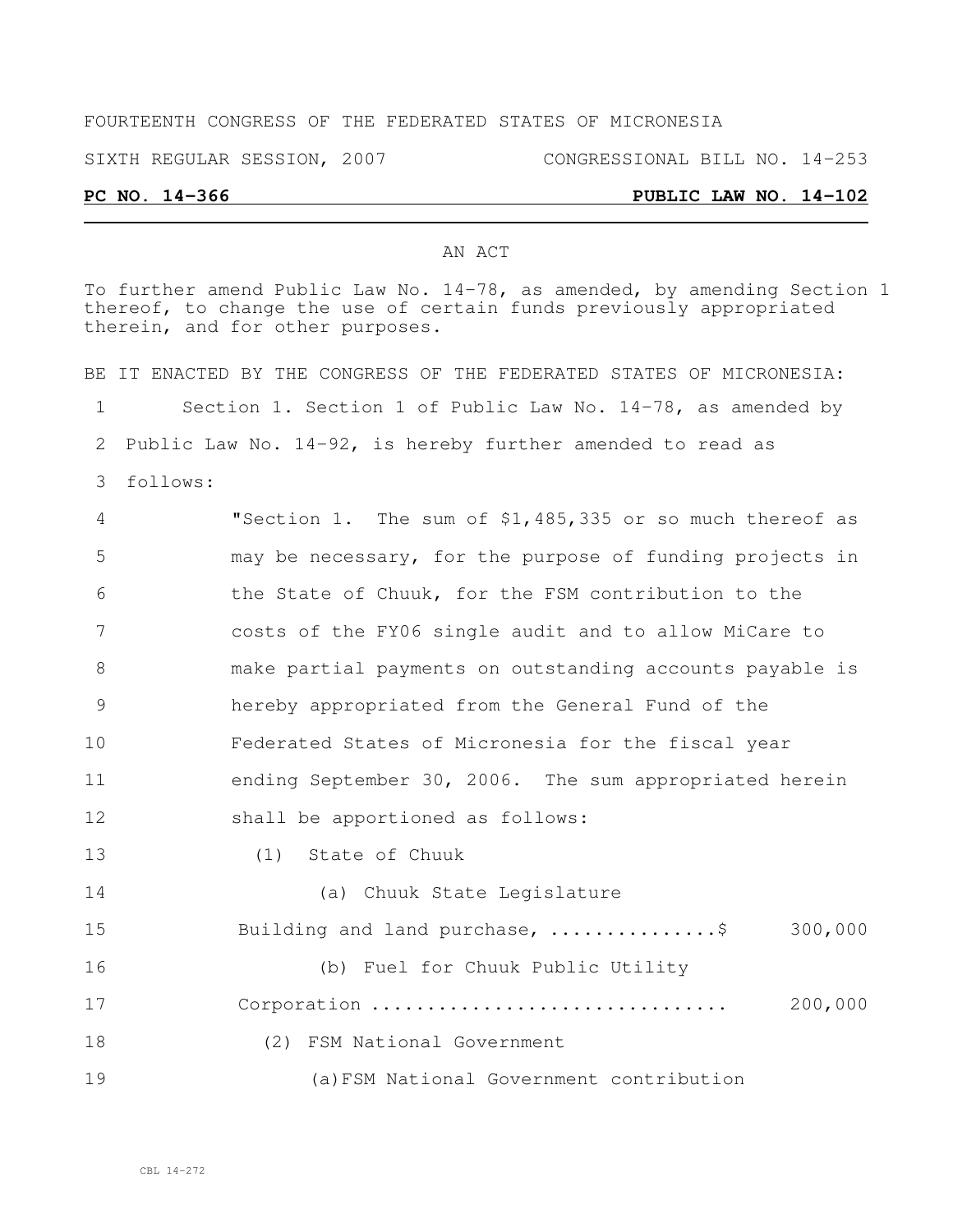FOURTEENTH CONGRESS OF THE FEDERATED STATES OF MICRONESIA

SIXTH REGULAR SESSION, 2007 CONGRESSIONAL BILL NO. 14-253

**PC NO. 14-366 PUBLIC LAW NO. 14-102**

AN ACT

To further amend Public Law No. 14-78, as amended, by amending Section 1 thereof, to change the use of certain funds previously appropriated therein, and for other purposes.

BE IT ENACTED BY THE CONGRESS OF THE FEDERATED STATES OF MICRONESIA:

1 Section 1. Section 1 of Public Law No. 14-78, as amended by
2 Public Law No. 14-92, is hereby further amended to read as
3 follows:

4 "Section 1. The sum of $1,485,335 or so much thereof as
5 may be necessary, for the purpose of funding projects in
6 the State of Chuuk, for the FSM contribution to the
7 costs of the FY06 single audit and to allow MiCare to
8 make partial payments on outstanding accounts payable is
9 hereby appropriated from the General Fund of the
10 Federated States of Micronesia for the fiscal year
11 ending September 30, 2006. The sum appropriated herein
12 shall be apportioned as follows:

13 (1) State of Chuuk

14 (a) Chuuk State Legislature

15 Building and land purchase, ...............$ 300,000

16 (b) Fuel for Chuuk Public Utility

17 Corporation ............................... 200,000

18 (2) FSM National Government

19 (a)FSM National Government contribution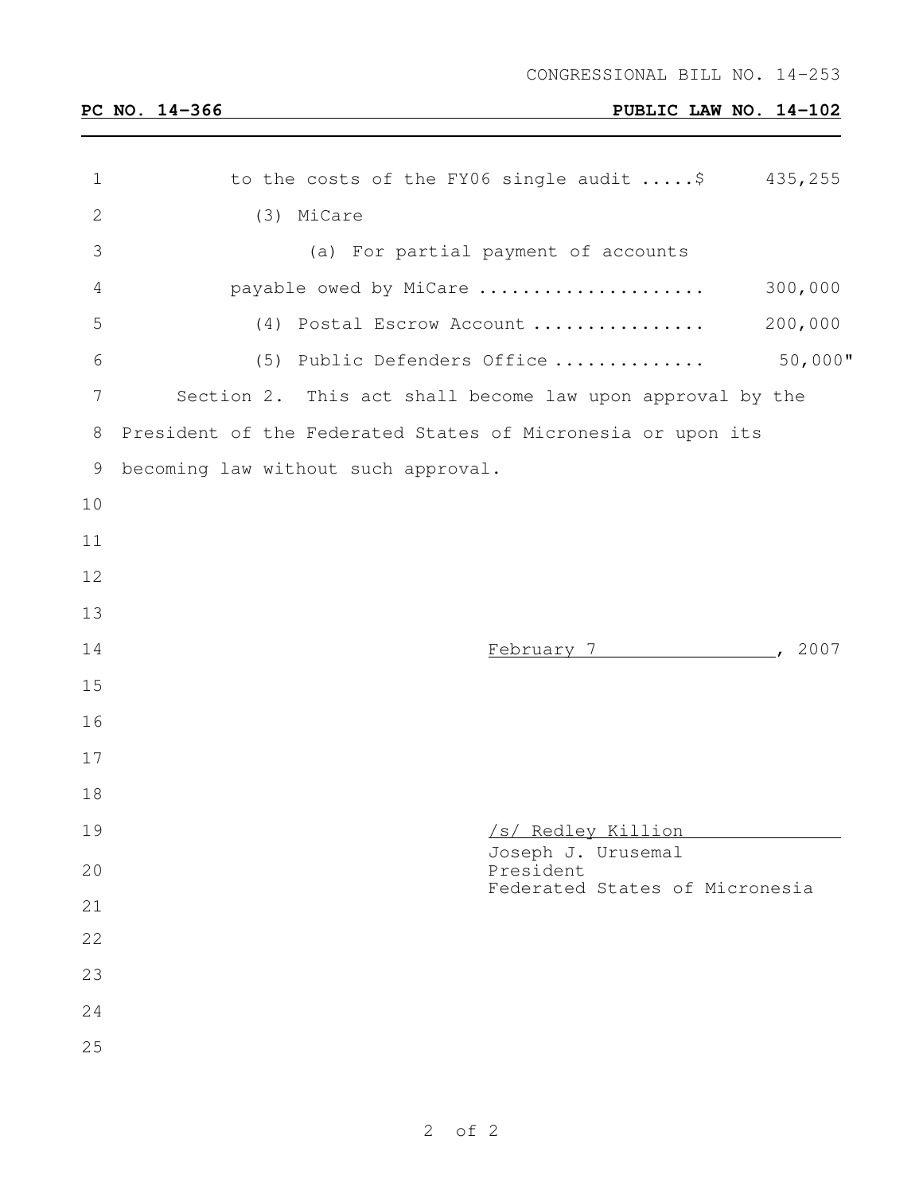CONGRESSIONAL BILL NO. 14-253

**PC NO. 14-366** **PUBLIC LAW NO. 14-102**

to the costs of the FY06 single audit .....$ 435,255

(3) MiCare

(a) For partial payment of accounts payable owed by MiCare ..................... 300,000

(4) Postal Escrow Account ................ 200,000

(5) Public Defenders Office .............. 50,000"

Section 2. This act shall become law upon approval by the President of the Federated States of Micronesia or upon its becoming law without such approval.

February 7, 2007

/s/ Redley Killion
Joseph J. Urusemal
President
Federated States of Micronesia